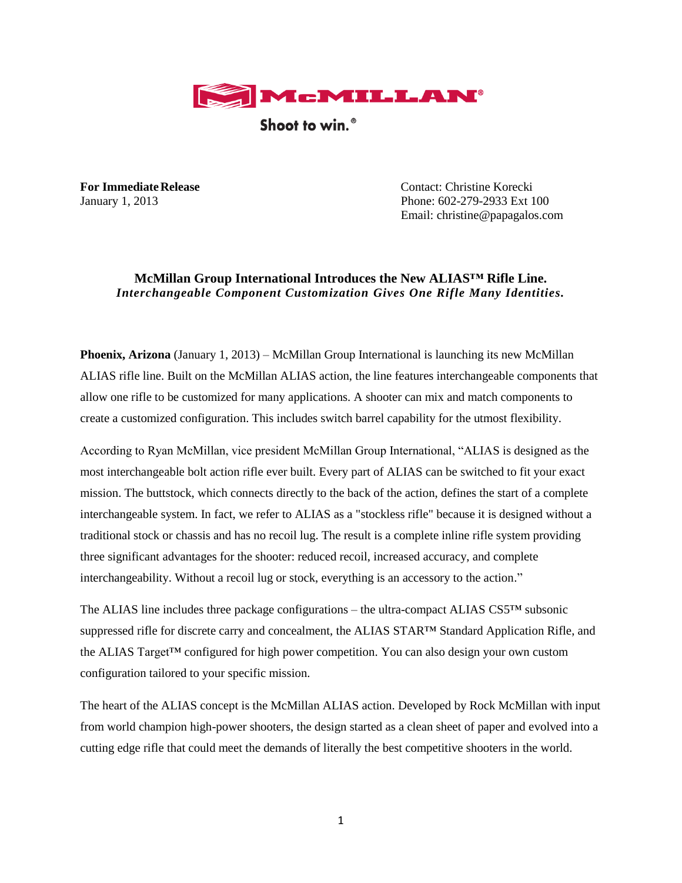McMILLAN®

Shoot to win.®

**For Immediate Release**
January 1, 2013

Contact: Christine Korecki
Phone: 602-279-2933 Ext 100
Email: christine@papagalos.com

## McMillan Group International Introduces the New ALIAS™ Rifle Line.

***Interchangeable Component Customization Gives One Rifle Many Identities.***

**Phoenix, Arizona** (January 1, 2013) – McMillan Group International is launching its new McMillan ALIAS rifle line. Built on the McMillan ALIAS action, the line features interchangeable components that allow one rifle to be customized for many applications. A shooter can mix and match components to create a customized configuration. This includes switch barrel capability for the utmost flexibility.

According to Ryan McMillan, vice president McMillan Group International, "ALIAS is designed as the most interchangeable bolt action rifle ever built. Every part of ALIAS can be switched to fit your exact mission. The buttstock, which connects directly to the back of the action, defines the start of a complete interchangeable system. In fact, we refer to ALIAS as a "stockless rifle" because it is designed without a traditional stock or chassis and has no recoil lug. The result is a complete inline rifle system providing three significant advantages for the shooter: reduced recoil, increased accuracy, and complete interchangeability. Without a recoil lug or stock, everything is an accessory to the action."

The ALIAS line includes three package configurations – the ultra-compact ALIAS CS5™ subsonic suppressed rifle for discrete carry and concealment, the ALIAS STAR™ Standard Application Rifle, and the ALIAS Target™ configured for high power competition. You can also design your own custom configuration tailored to your specific mission.

The heart of the ALIAS concept is the McMillan ALIAS action. Developed by Rock McMillan with input from world champion high-power shooters, the design started as a clean sheet of paper and evolved into a cutting edge rifle that could meet the demands of literally the best competitive shooters in the world.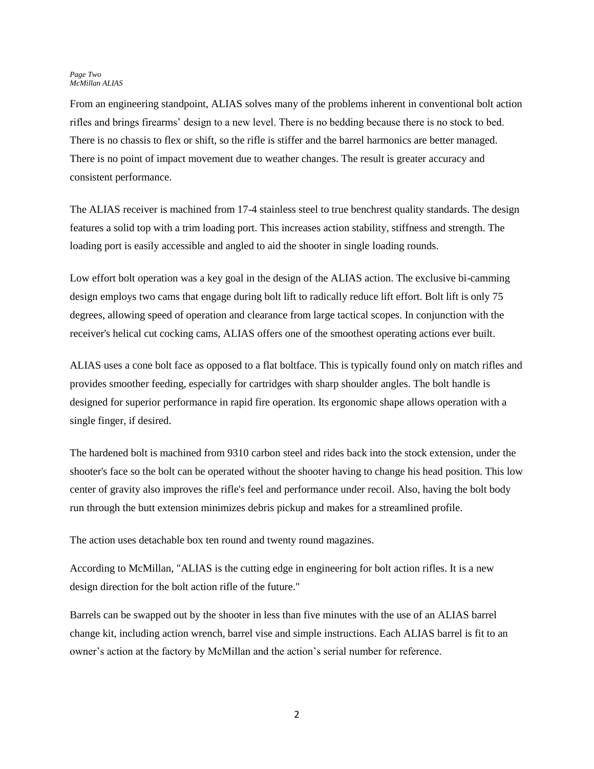From an engineering standpoint, ALIAS solves many of the problems inherent in conventional bolt action rifles and brings firearms' design to a new level. There is no bedding because there is no stock to bed. There is no chassis to flex or shift, so the rifle is stiffer and the barrel harmonics are better managed. There is no point of impact movement due to weather changes. The result is greater accuracy and consistent performance.

The ALIAS receiver is machined from 17-4 stainless steel to true benchrest quality standards. The design features a solid top with a trim loading port. This increases action stability, stiffness and strength. The loading port is easily accessible and angled to aid the shooter in single loading rounds.

Low effort bolt operation was a key goal in the design of the ALIAS action. The exclusive bi-camming design employs two cams that engage during bolt lift to radically reduce lift effort. Bolt lift is only 75 degrees, allowing speed of operation and clearance from large tactical scopes. In conjunction with the receiver's helical cut cocking cams, ALIAS offers one of the smoothest operating actions ever built.

ALIAS uses a cone bolt face as opposed to a flat boltface. This is typically found only on match rifles and provides smoother feeding, especially for cartridges with sharp shoulder angles. The bolt handle is designed for superior performance in rapid fire operation. Its ergonomic shape allows operation with a single finger, if desired.

The hardened bolt is machined from 9310 carbon steel and rides back into the stock extension, under the shooter's face so the bolt can be operated without the shooter having to change his head position. This low center of gravity also improves the rifle's feel and performance under recoil. Also, having the bolt body run through the butt extension minimizes debris pickup and makes for a streamlined profile.

The action uses detachable box ten round and twenty round magazines.

According to McMillan, "ALIAS is the cutting edge in engineering for bolt action rifles. It is a new design direction for the bolt action rifle of the future."

Barrels can be swapped out by the shooter in less than five minutes with the use of an ALIAS barrel change kit, including action wrench, barrel vise and simple instructions. Each ALIAS barrel is fit to an owner's action at the factory by McMillan and the action's serial number for reference.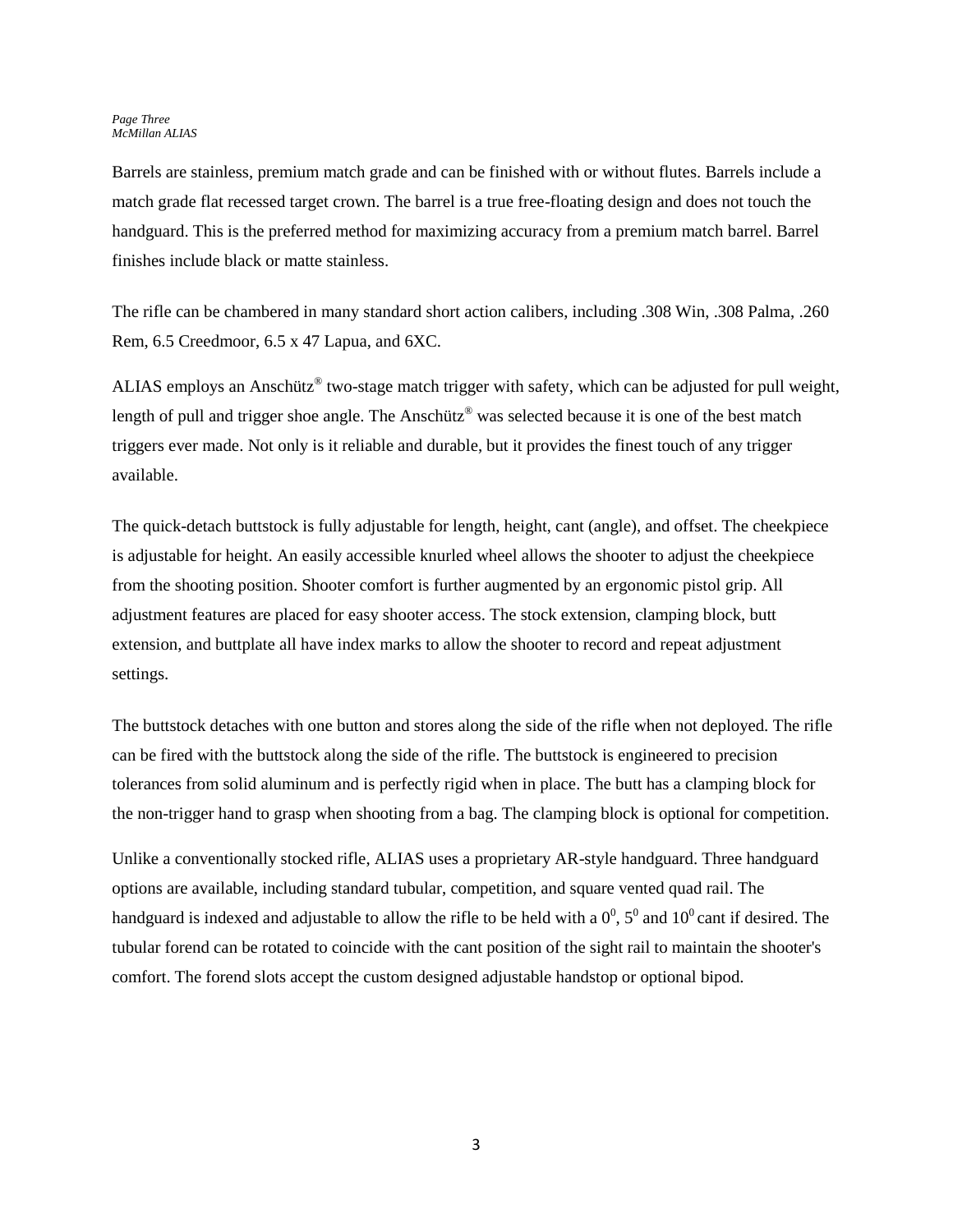Barrels are stainless, premium match grade and can be finished with or without flutes. Barrels include a match grade flat recessed target crown. The barrel is a true free-floating design and does not touch the handguard. This is the preferred method for maximizing accuracy from a premium match barrel. Barrel finishes include black or matte stainless.

The rifle can be chambered in many standard short action calibers, including .308 Win, .308 Palma, .260 Rem, 6.5 Creedmoor, 6.5 x 47 Lapua, and 6XC.

ALIAS employs an Anschütz® two-stage match trigger with safety, which can be adjusted for pull weight, length of pull and trigger shoe angle. The Anschütz® was selected because it is one of the best match triggers ever made. Not only is it reliable and durable, but it provides the finest touch of any trigger available.

The quick-detach buttstock is fully adjustable for length, height, cant (angle), and offset. The cheekpiece is adjustable for height. An easily accessible knurled wheel allows the shooter to adjust the cheekpiece from the shooting position. Shooter comfort is further augmented by an ergonomic pistol grip. All adjustment features are placed for easy shooter access. The stock extension, clamping block, butt extension, and buttplate all have index marks to allow the shooter to record and repeat adjustment settings.

The buttstock detaches with one button and stores along the side of the rifle when not deployed. The rifle can be fired with the buttstock along the side of the rifle. The buttstock is engineered to precision tolerances from solid aluminum and is perfectly rigid when in place. The butt has a clamping block for the non-trigger hand to grasp when shooting from a bag. The clamping block is optional for competition.

Unlike a conventionally stocked rifle, ALIAS uses a proprietary AR-style handguard. Three handguard options are available, including standard tubular, competition, and square vented quad rail. The handguard is indexed and adjustable to allow the rifle to be held with a $0^0$, $5^0$ and $10^0$ cant if desired. The tubular forend can be rotated to coincide with the cant position of the sight rail to maintain the shooter's comfort. The forend slots accept the custom designed adjustable handstop or optional bipod.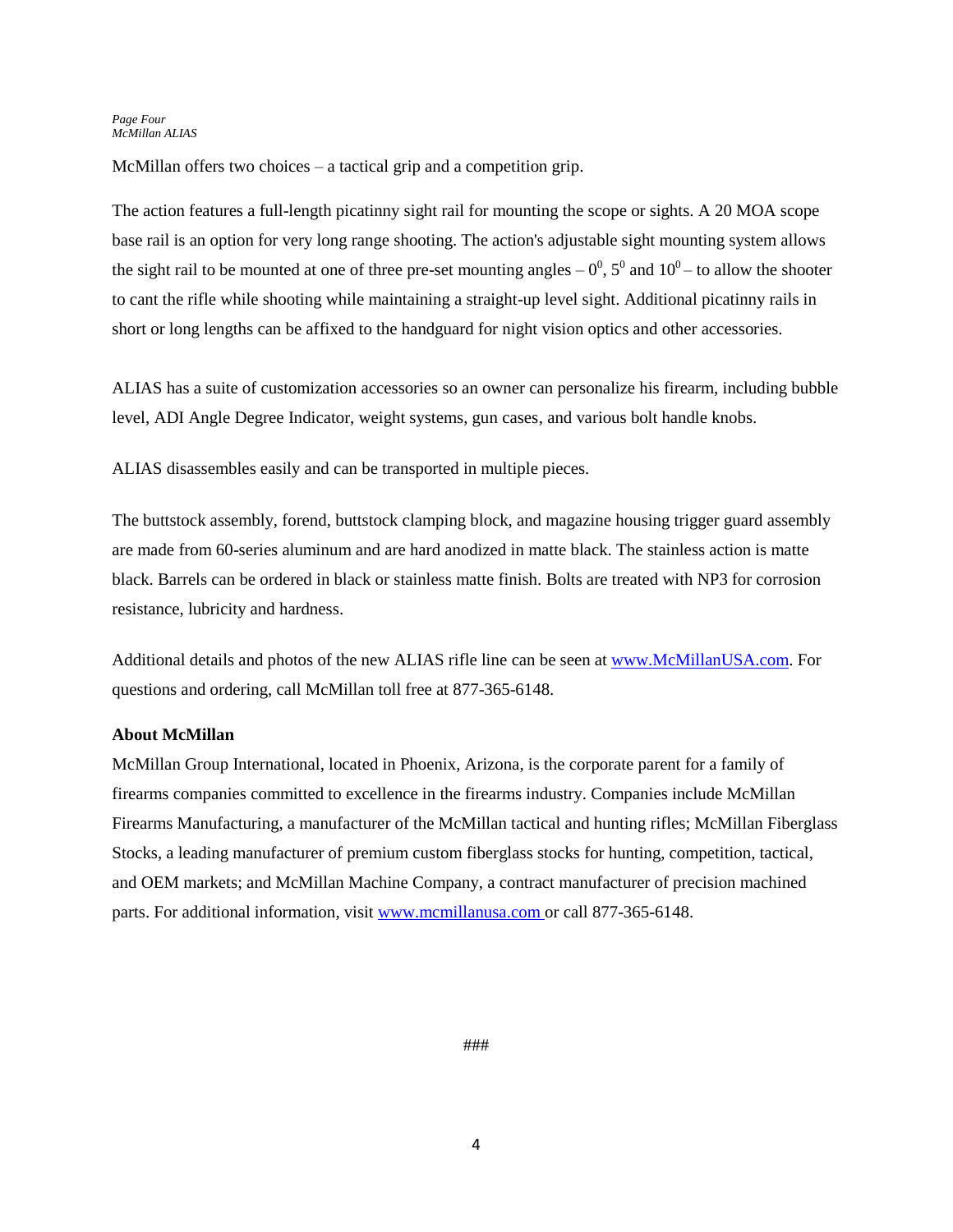McMillan offers two choices – a tactical grip and a competition grip.

The action features a full-length picatinny sight rail for mounting the scope or sights. A 20 MOA scope base rail is an option for very long range shooting. The action's adjustable sight mounting system allows the sight rail to be mounted at one of three pre-set mounting angles – $0^0$, $5^0$ and $10^0$ – to allow the shooter to cant the rifle while shooting while maintaining a straight-up level sight. Additional picatinny rails in short or long lengths can be affixed to the handguard for night vision optics and other accessories.

ALIAS has a suite of customization accessories so an owner can personalize his firearm, including bubble level, ADI Angle Degree Indicator, weight systems, gun cases, and various bolt handle knobs.

ALIAS disassembles easily and can be transported in multiple pieces.

The buttstock assembly, forend, buttstock clamping block, and magazine housing trigger guard assembly are made from 60-series aluminum and are hard anodized in matte black. The stainless action is matte black. Barrels can be ordered in black or stainless matte finish. Bolts are treated with NP3 for corrosion resistance, lubricity and hardness.

Additional details and photos of the new ALIAS rifle line can be seen at www.McMillanUSA.com. For questions and ordering, call McMillan toll free at 877-365-6148.

**About McMillan**

McMillan Group International, located in Phoenix, Arizona, is the corporate parent for a family of firearms companies committed to excellence in the firearms industry. Companies include McMillan Firearms Manufacturing, a manufacturer of the McMillan tactical and hunting rifles; McMillan Fiberglass Stocks, a leading manufacturer of premium custom fiberglass stocks for hunting, competition, tactical, and OEM markets; and McMillan Machine Company, a contract manufacturer of precision machined parts. For additional information, visit www.mcmillanusa.com or call 877-365-6148.

###